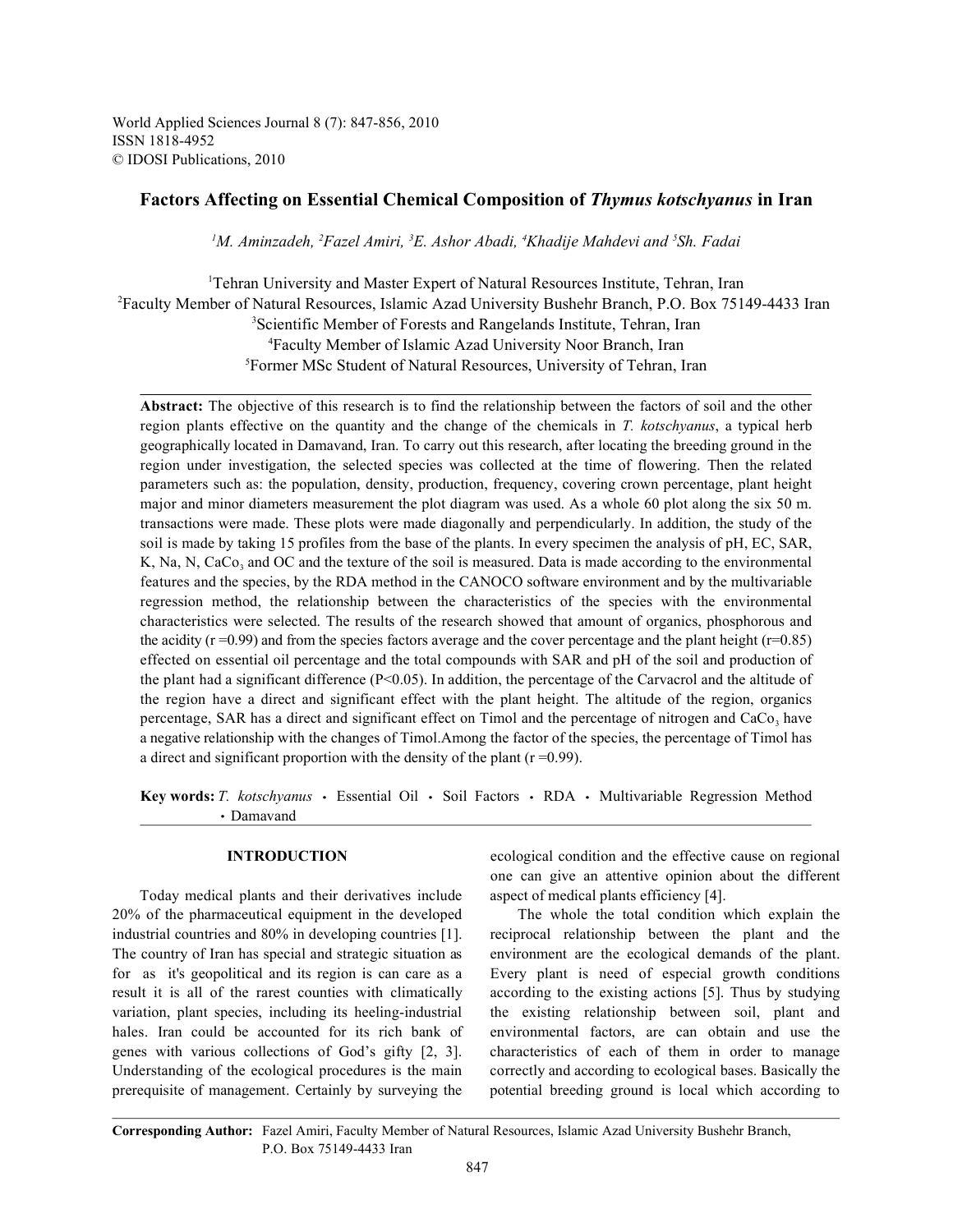# Factors Affecting on Essential Chemical Composition of *Thymus kotschyanus* in Iran

[1]M. Aminzadeh, [2]Fazel Amiri, [3]E. Ashor Abadi, [4]Khadije Mahdevi and [5]Sh. Fadai

[1]Tehran University and Master Expert of Natural Resources Institute, Tehran, Iran
[2]Faculty Member of Natural Resources, Islamic Azad University Bushehr Branch, P.O. Box 75149-4433 Iran
[3]Scientific Member of Forests and Rangelands Institute, Tehran, Iran
[4]Faculty Member of Islamic Azad University Noor Branch, Iran
[5]Former MSc Student of Natural Resources, University of Tehran, Iran

**Abstract:** The objective of this research is to find the relationship between the factors of soil and the other region plants effective on the quantity and the change of the chemicals in *T. kotschyanus*, a typical herb geographically located in Damavand, Iran. To carry out this research, after locating the breeding ground in the region under investigation, the selected species was collected at the time of flowering. Then the related parameters such as: the population, density, production, frequency, covering crown percentage, plant height major and minor diameters measurement the plot diagram was used. As a whole 60 plot along the six 50 m. transactions were made. These plots were made diagonally and perpendicularly. In addition, the study of the soil is made by taking 15 profiles from the base of the plants. In every specimen the analysis of pH, EC, SAR, K, Na, N, $CaCo_3$ and OC and the texture of the soil is measured. Data is made according to the environmental features and the species, by the RDA method in the CANOCO software environment and by the multivariable regression method, the relationship between the characteristics of the species with the environmental characteristics were selected. The results of the research showed that amount of organics, phosphorous and the acidity ($r = 0.99$) and from the species factors average and the cover percentage and the plant height ($r = 0.85$) effected on essential oil percentage and the total compounds with SAR and pH of the soil and production of the plant had a significant difference ($P<0.05$). In addition, the percentage of the Carvacrol and the altitude of the region have a direct and significant effect with the plant height. The altitude of the region, organics percentage, SAR has a direct and significant effect on Timol and the percentage of nitrogen and $CaCo_3$ have a negative relationship with the changes of Timol.Among the factor of the species, the percentage of Timol has a direct and significant proportion with the density of the plant ($r = 0.99$).

**Key words:** *T. kotschyanus* • Essential Oil • Soil Factors • RDA • Multivariable Regression Method • Damavand

## INTRODUCTION

Today medical plants and their derivatives include 20% of the pharmaceutical equipment in the developed industrial countries and 80% in developing countries [1]. The country of Iran has special and strategic situation as for as it's geopolitical and its region is can care as a result it is all of the rarest counties with climatically variation, plant species, including its heeling-industrial hales. Iran could be accounted for its rich bank of genes with various collections of God's gifty [2, 3]. Understanding of the ecological procedures is the main prerequisite of management. Certainly by surveying the ecological condition and the effective cause on regional one can give an attentive opinion about the different aspect of medical plants efficiency [4].

The whole the total condition which explain the reciprocal relationship between the plant and the environment are the ecological demands of the plant. Every plant is need of especial growth conditions according to the existing actions [5]. Thus by studying the existing relationship between soil, plant and environmental factors, are can obtain and use the characteristics of each of them in order to manage correctly and according to ecological bases. Basically the potential breeding ground is local which according to

**Corresponding Author:** Fazel Amiri, Faculty Member of Natural Resources, Islamic Azad University Bushehr Branch, P.O. Box 75149-4433 Iran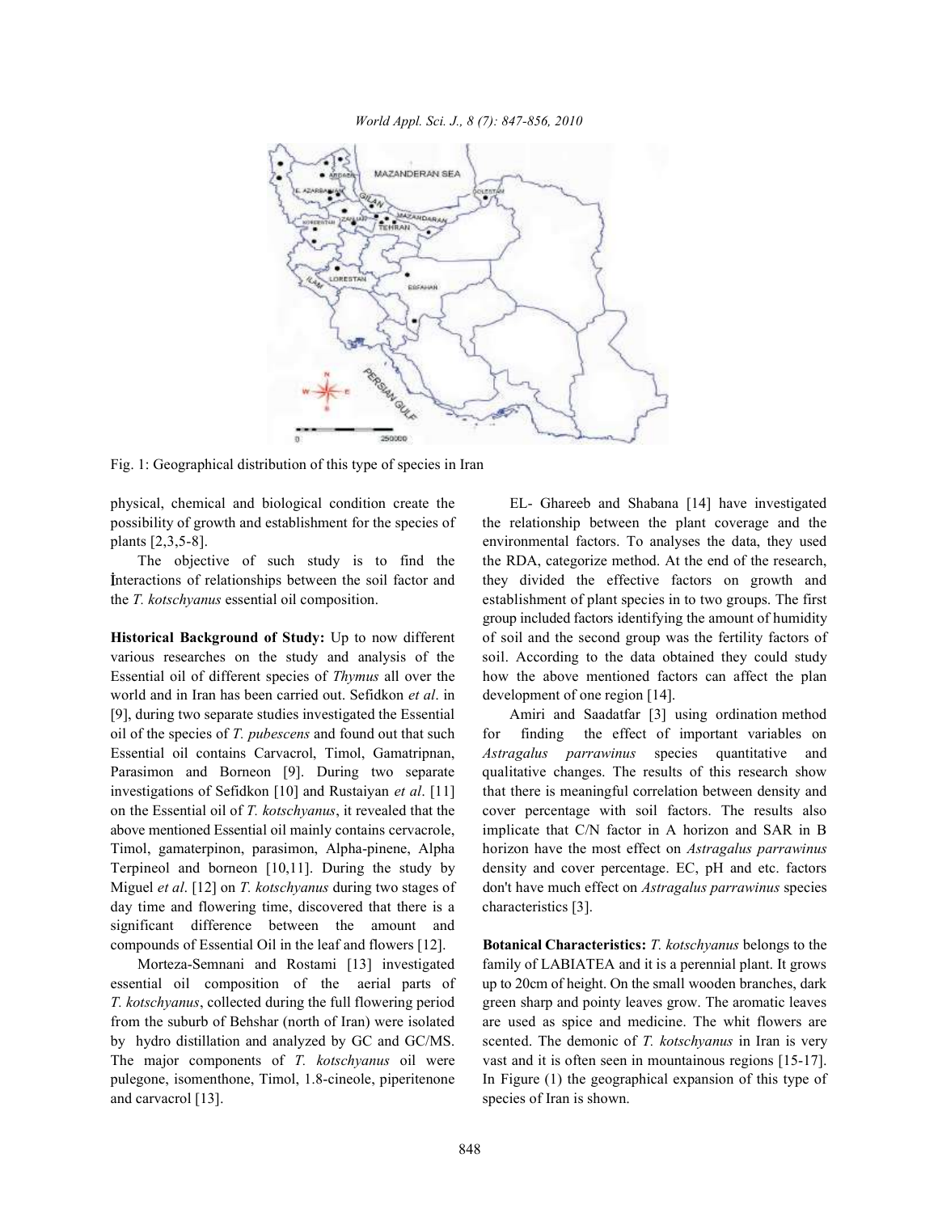Fig. 1: Geographical distribution of this type of species in Iran

physical, chemical and biological condition create the possibility of growth and establishment for the species of plants [2,3,5-8].

The objective of such study is to find the İnteractions of relationships between the soil factor and the *T. kotschyanus* essential oil composition.

**Historical Background of Study:** Up to now different various researches on the study and analysis of the Essential oil of different species of *Thymus* all over the world and in Iran has been carried out. Sefidkon *et al*. in [9], during two separate studies investigated the Essential oil of the species of *T. pubescens* and found out that such Essential oil contains Carvacrol, Timol, Gamatripnan, Parasimon and Borneon [9]. During two separate investigations of Sefidkon [10] and Rustaiyan *et al*. [11] on the Essential oil of *T. kotschyanus*, it revealed that the above mentioned Essential oil mainly contains cervacrole, Timol, gamaterpinon, parasimon, Alpha-pinene, Alpha Terpineol and borneon [10,11]. During the study by Miguel *et al*. [12] on *T. kotschyanus* during two stages of day time and flowering time, discovered that there is a significant difference between the amount and compounds of Essential Oil in the leaf and flowers [12].

Morteza-Semnani and Rostami [13] investigated essential oil composition of the aerial parts of *T. kotschyanus*, collected during the full flowering period from the suburb of Behshar (north of Iran) were isolated by hydro distillation and analyzed by GC and GC/MS. The major components of *T. kotschyanus* oil were pulegone, isomenthone, Timol, 1.8-cineole, piperitenone and carvacrol [13].

EL- Ghareeb and Shabana [14] have investigated the relationship between the plant coverage and the environmental factors. To analyses the data, they used the RDA, categorize method. At the end of the research, they divided the effective factors on growth and establishment of plant species in to two groups. The first group included factors identifying the amount of humidity of soil and the second group was the fertility factors of the soil. According to the data obtained they could study how the above mentioned factors can affect the plan development of one region [14].

Amiri and Saadatfar [3] using ordination method for finding the effect of important variables on *Astragalus parrawinus* species quantitative and qualitative changes. The results of this research show that there is meaningful correlation between density and cover percentage with soil factors. The results also implicate that C/N factor in A horizon and SAR in B horizon have the most effect on *Astragalus parrawinus* density and cover percentage. EC, pH and etc. factors don't have much effect on *Astragalus parrawinus* species characteristics [3].

**Botanical Characteristics:** *T. kotschyanus* belongs to the family of LABIATEA and it is a perennial plant. It grows up to 20cm of height. On the small wooden branches, dark green sharp and pointy leaves grow. The aromatic leaves are used as spice and medicine. The whit flowers are scented. The demonic of *T. kotschyanus* in Iran is very vast and it is often seen in mountainous regions [15-17]. In Figure (1) the geographical expansion of this type of species of Iran is shown.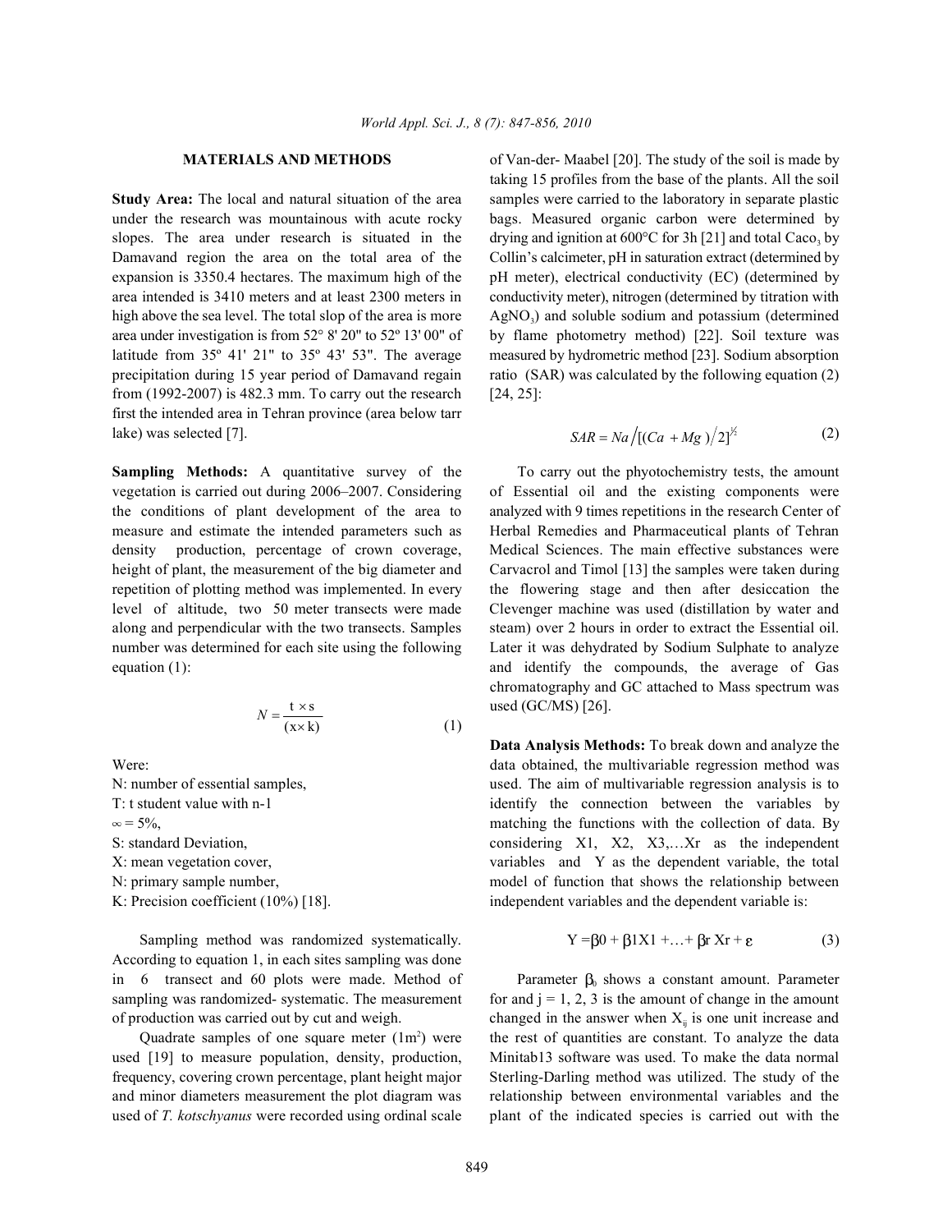## MATERIALS AND METHODS

**Study Area:** The local and natural situation of the area under the research was mountainous with acute rocky slopes. The area under research is situated in the Damavand region the area on the total area of the expansion is 3350.4 hectares. The maximum high of the area intended is 3410 meters and at least 2300 meters in high above the sea level. The total slop of the area is more area under investigation is from 52° 8' 20" to 52º 13' 00" of latitude from 35º 41' 21" to 35º 43' 53". The average precipitation during 15 year period of Damavand regain from (1992-2007) is 482.3 mm. To carry out the research first the intended area in Tehran province (area below tarr lake) was selected [7].

**Sampling Methods:** A quantitative survey of the vegetation is carried out during 2006–2007. Considering the conditions of plant development of the area to measure and estimate the intended parameters such as density production, percentage of crown coverage, height of plant, the measurement of the big diameter and repetition of plotting method was implemented. In every level of altitude, two 50 meter transects were made along and perpendicular with the two transects. Samples number was determined for each site using the following equation (1):

$$N = \frac{t \times s}{(x \times k)} \tag{1}$$

Were:

N: number of essential samples,

T: t student value with n-1

$\infty$ = 5%,

S: standard Deviation,

X: mean vegetation cover,

N: primary sample number,

K: Precision coefficient (10%) [18].

Sampling method was randomized systematically. According to equation 1, in each sites sampling was done in 6 transect and 60 plots were made. Method of sampling was randomized- systematic. The measurement of production was carried out by cut and weigh.

Quadrate samples of one square meter (1m$^2$) were used [19] to measure population, density, production, frequency, covering crown percentage, plant height major and minor diameters measurement the plot diagram was used of *T. kotschyanus* were recorded using ordinal scale of Van-der- Maabel [20]. The study of the soil is made by taking 15 profiles from the base of the plants. All the soil samples were carried to the laboratory in separate plastic bags. Measured organic carbon were determined by drying and ignition at 600°C for 3h [21] and total $CaCo_3$ by Collin's calcimeter, pH in saturation extract (determined by pH meter), electrical conductivity (EC) (determined by conductivity meter), nitrogen (determined by titration with $AgNO_3$) and soluble sodium and potassium (determined by flame photometry method) [22]. Soil texture was measured by hydrometric method [23]. Sodium absorption ratio (SAR) was calculated by the following equation (2) [24, 25]:

$$SAR = Na \Big/ [(Ca + Mg)/2]^{1/2} \tag{2}$$

To carry out the phyotochemistry tests, the amount of Essential oil and the existing components were analyzed with 9 times repetitions in the research Center of Herbal Remedies and Pharmaceutical plants of Tehran Medical Sciences. The main effective substances were Carvacrol and Timol [13] the samples were taken during the flowering stage and then after desiccation the Clevenger machine was used (distillation by water and steam) over 2 hours in order to extract the Essential oil. Later it was dehydrated by Sodium Sulphate to analyze and identify the compounds, the average of Gas chromatography and GC attached to Mass spectrum was used (GC/MS) [26].

**Data Analysis Methods:** To break down and analyze the data obtained, the multivariable regression method was used. The aim of multivariable regression analysis is to identify the connection between the variables by matching the functions with the collection of data. By considering X1, X2, X3,…Xr as the independent variables and Y as the dependent variable, the total model of function that shows the relationship between independent variables and the dependent variable is:

$$Y = \beta 0 + \beta 1X1 + \ldots + \beta r\, Xr + \varepsilon \tag{3}$$

Parameter $\beta_0$ shows a constant amount. Parameter for and j = 1, 2, 3 is the amount of change in the amount changed in the answer when $X_{ij}$ is one unit increase and the rest of quantities are constant. To analyze the data Minitab13 software was used. To make the data normal Sterling-Darling method was utilized. The study of the relationship between environmental variables and the plant of the indicated species is carried out with the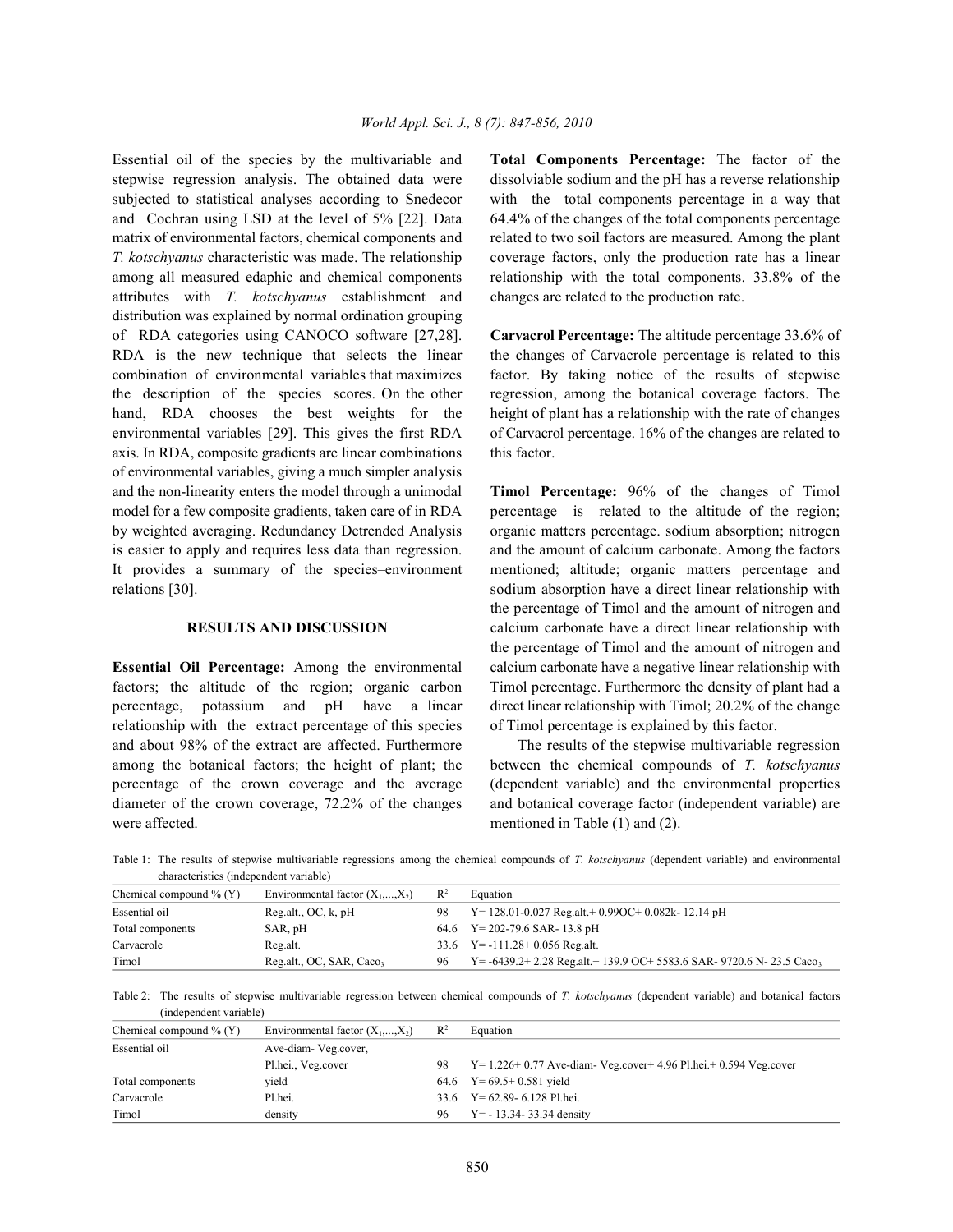Essential oil of the species by the multivariable and stepwise regression analysis. The obtained data were subjected to statistical analyses according to Snedecor and Cochran using LSD at the level of 5% [22]. Data matrix of environmental factors, chemical components and *T. kotschyanus* characteristic was made. The relationship among all measured edaphic and chemical components attributes with *T. kotschyanus* establishment and distribution was explained by normal ordination grouping of RDA categories using CANOCO software [27,28]. RDA is the new technique that selects the linear combination of environmental variables that maximizes the description of the species scores. On the other hand, RDA chooses the best weights for the environmental variables [29]. This gives the first RDA axis. In RDA, composite gradients are linear combinations of environmental variables, giving a much simpler analysis and the non-linearity enters the model through a unimodal model for a few composite gradients, taken care of in RDA by weighted averaging. Redundancy Detrended Analysis is easier to apply and requires less data than regression. It provides a summary of the species–environment relations [30].

## RESULTS AND DISCUSSION

**Essential Oil Percentage:** Among the environmental factors; the altitude of the region; organic carbon percentage, potassium and pH have a linear relationship with the extract percentage of this species and about 98% of the extract are affected. Furthermore among the botanical factors; the height of plant; the percentage of the crown coverage and the average diameter of the crown coverage, 72.2% of the changes were affected.

**Total Components Percentage:** The factor of the dissolviable sodium and the pH has a reverse relationship with the total components percentage in a way that 64.4% of the changes of the total components percentage related to two soil factors are measured. Among the plant coverage factors, only the production rate has a linear relationship with the total components. 33.8% of the changes are related to the production rate.

**Carvacrol Percentage:** The altitude percentage 33.6% of the changes of Carvacrole percentage is related to this factor. By taking notice of the results of stepwise regression, among the botanical coverage factors. The height of plant has a relationship with the rate of changes of Carvacrol percentage. 16% of the changes are related to this factor.

**Timol Percentage:** 96% of the changes of Timol percentage is related to the altitude of the region; organic matters percentage. sodium absorption; nitrogen and the amount of calcium carbonate. Among the factors mentioned; altitude; organic matters percentage and sodium absorption have a direct linear relationship with the percentage of Timol and the amount of nitrogen and calcium carbonate have a direct linear relationship with the percentage of Timol and the amount of nitrogen and calcium carbonate have a negative linear relationship with Timol percentage. Furthermore the density of plant had a direct linear relationship with Timol; 20.2% of the change of Timol percentage is explained by this factor.

The results of the stepwise multivariable regression between the chemical compounds of *T. kotschyanus* (dependent variable) and the environmental properties and botanical coverage factor (independent variable) are mentioned in Table (1) and (2).

Table 1: The results of stepwise multivariable regressions among the chemical compounds of *T. kotschyanus* (dependent variable) and environmental characteristics (independent variable)

| Chemical compound % (Y) | Environmental factor ($X_1$,...,$X_2$) | $R^2$ | Equation |
|---|---|---|---|
| Essential oil | Reg.alt., OC, k, pH | 98 | Y= 128.01-0.027 Reg.alt.+ 0.99OC+ 0.082k- 12.14 pH |
| Total components | SAR, pH | 64.6 | Y= 202-79.6 SAR- 13.8 pH |
| Carvacrole | Reg.alt. | 33.6 | Y= -111.28+ 0.056 Reg.alt. |
| Timol | Reg.alt., OC, SAR, $Caco_3$ | 96 | Y= -6439.2+ 2.28 Reg.alt.+ 139.9 OC+ 5583.6 SAR- 9720.6 N- 23.5 $Caco_3$ |

Table 2: The results of stepwise multivariable regression between chemical compounds of *T. kotschyanus* (dependent variable) and botanical factors (independent variable)

| Chemical compound % (Y) | Environmental factor ($X_1$,...,$X_2$) | $R^2$ | Equation |
|---|---|---|---|
| Essential oil | Ave-diam- Veg.cover, Pl.hei., Veg.cover | 98 | Y= 1.226+ 0.77 Ave-diam- Veg.cover+ 4.96 Pl.hei.+ 0.594 Veg.cover |
| Total components | yield | 64.6 | Y= 69.5+ 0.581 yield |
| Carvacrole | Pl.hei. | 33.6 | Y= 62.89- 6.128 Pl.hei. |
| Timol | density | 96 | Y= - 13.34- 33.34 density |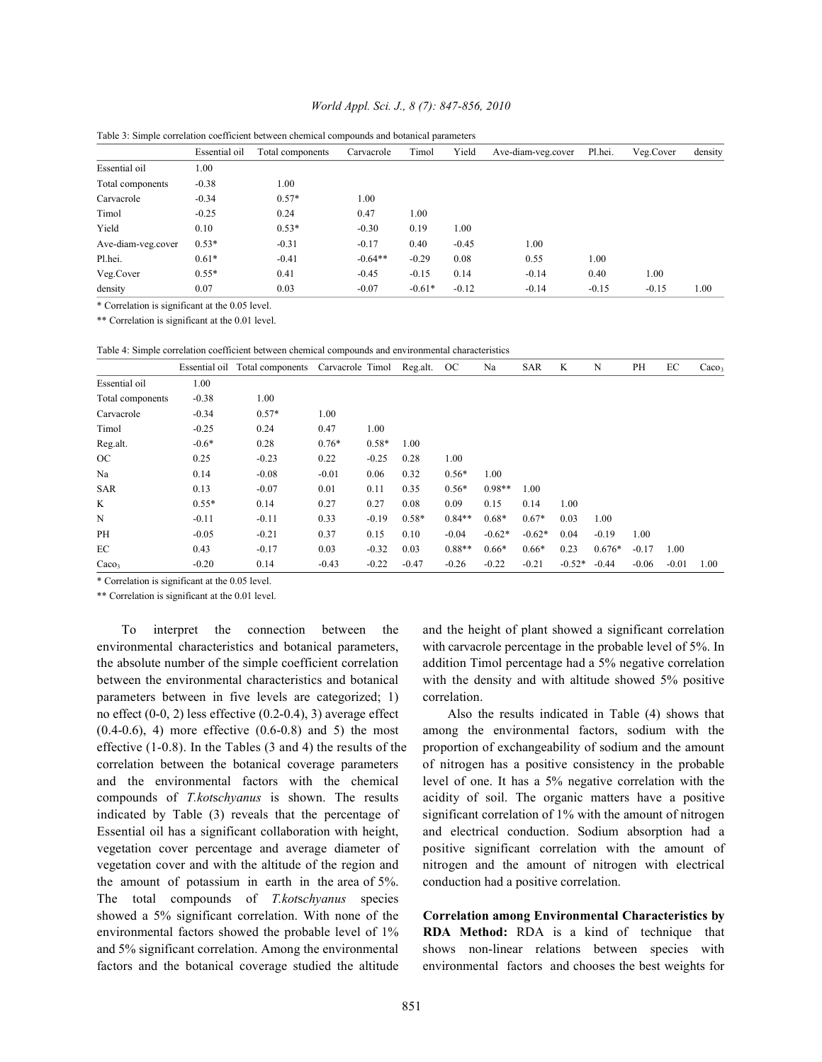Table 3: Simple correlation coefficient between chemical compounds and botanical parameters

| | Essential oil | Total components | Carvacrole | Timol | Yield | Ave-diam-veg.cover | Pl.hei. | Veg.Cover | density |
|---|---|---|---|---|---|---|---|---|---|
| Essential oil | 1.00 | | | | | | | | |
| Total components | -0.38 | 1.00 | | | | | | | |
| Carvacrole | -0.34 | 0.57* | 1.00 | | | | | | |
| Timol | -0.25 | 0.24 | 0.47 | 1.00 | | | | | |
| Yield | 0.10 | 0.53* | -0.30 | 0.19 | 1.00 | | | | |
| Ave-diam-veg.cover | 0.53* | -0.31 | -0.17 | 0.40 | -0.45 | 1.00 | | | |
| Pl.hei. | 0.61* | -0.41 | -0.64** | -0.29 | 0.08 | 0.55 | 1.00 | | |
| Veg.Cover | 0.55* | 0.41 | -0.45 | -0.15 | 0.14 | -0.14 | 0.40 | 1.00 | |
| density | 0.07 | 0.03 | -0.07 | -0.61* | -0.12 | -0.14 | -0.15 | -0.15 | 1.00 |

* Correlation is significant at the 0.05 level.

** Correlation is significant at the 0.01 level.

Table 4: Simple correlation coefficient between chemical compounds and environmental characteristics

| | Essential oil | Total components | Carvacrole | Timol | Reg.alt. | OC | Na | SAR | K | N | PH | EC | $Caco_3$ |
|---|---|---|---|---|---|---|---|---|---|---|---|---|---|
| Essential oil | 1.00 | | | | | | | | | | | | |
| Total components | -0.38 | 1.00 | | | | | | | | | | | |
| Carvacrole | -0.34 | 0.57* | 1.00 | | | | | | | | | | |
| Timol | -0.25 | 0.24 | 0.47 | 1.00 | | | | | | | | | |
| Reg.alt. | -0.6* | 0.28 | 0.76* | 0.58* | 1.00 | | | | | | | | |
| OC | 0.25 | -0.23 | 0.22 | -0.25 | 0.28 | 1.00 | | | | | | | |
| Na | 0.14 | -0.08 | -0.01 | 0.06 | 0.32 | 0.56* | 1.00 | | | | | | |
| SAR | 0.13 | -0.07 | 0.01 | 0.11 | 0.35 | 0.56* | 0.98** | 1.00 | | | | | |
| K | 0.55* | 0.14 | 0.27 | 0.27 | 0.08 | 0.09 | 0.15 | 0.14 | 1.00 | | | | |
| N | -0.11 | -0.11 | 0.33 | -0.19 | 0.58* | 0.84** | 0.68* | 0.67* | 0.03 | 1.00 | | | |
| PH | -0.05 | -0.21 | 0.37 | 0.15 | 0.10 | -0.04 | -0.62* | -0.62* | 0.04 | -0.19 | 1.00 | | |
| EC | 0.43 | -0.17 | 0.03 | -0.32 | 0.03 | 0.88** | 0.66* | 0.66* | 0.23 | 0.676* | -0.17 | 1.00 | |
| $Caco_3$ | -0.20 | 0.14 | -0.43 | -0.22 | -0.47 | -0.26 | -0.22 | -0.21 | -0.52* | -0.44 | -0.06 | -0.01 | 1.00 |

* Correlation is significant at the 0.05 level.

** Correlation is significant at the 0.01 level.

To interpret the connection between the environmental characteristics and botanical parameters, the absolute number of the simple coefficient correlation between the environmental characteristics and botanical parameters between in five levels are categorized; 1) no effect (0-0, 2) less effective (0.2-0.4), 3) average effect (0.4-0.6), 4) more effective (0.6-0.8) and 5) the most effective (1-0.8). In the Tables (3 and 4) the results of the correlation between the botanical coverage parameters and the environmental factors with the chemical compounds of *T.kotschyanus* is shown. The results indicated by Table (3) reveals that the percentage of Essential oil has a significant collaboration with height, vegetation cover percentage and average diameter of vegetation cover and with the altitude of the region and the amount of potassium in earth in the area of 5%. The total compounds of *T.kotschyanus* species showed a 5% significant correlation. With none of the environmental factors showed the probable level of 1% and 5% significant correlation. Among the environmental factors and the botanical coverage studied the altitude and the height of plant showed a significant correlation with carvacrole percentage in the probable level of 5%. In addition Timol percentage had a 5% negative correlation with the density and with altitude showed 5% positive correlation.

Also the results indicated in Table (4) shows that among the environmental factors, sodium with the proportion of exchangeability of sodium and the amount of nitrogen has a positive consistency in the probable level of one. It has a 5% negative correlation with the acidity of soil. The organic matters have a positive significant correlation of 1% with the amount of nitrogen and electrical conduction. Sodium absorption had a positive significant correlation with the amount of nitrogen and the amount of nitrogen with electrical conduction had a positive correlation.

**Correlation among Environmental Characteristics by RDA Method:** RDA is a kind of technique that shows non-linear relations between species with environmental factors and chooses the best weights for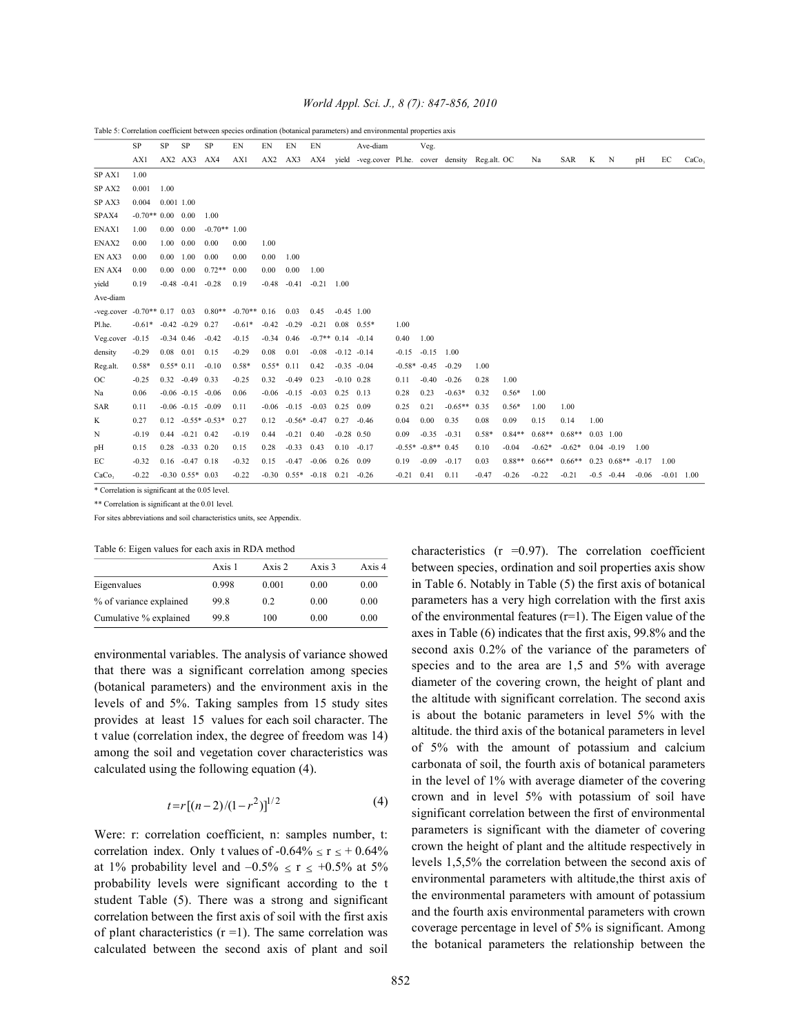Table 5: Correlation coefficient between species ordination (botanical parameters) and environmental properties axis

| | SP AX1 | SP AX2 | SP AX3 | SP AX4 | EN AX1 | EN AX2 | EN AX3 | EN AX4 | yield | Ave-diam -veg.cover | Pl.he. | Veg. cover | density | Reg.alt. | OC | Na | SAR | K | N | pH | EC | $CaCo_3$ |
|---|---|---|---|---|---|---|---|---|---|---|---|---|---|---|---|---|---|---|---|---|---|---|
| SP AX1 | 1.00 | | | | | | | | | | | | | | | | | | | | | |
| SP AX2 | 0.001 | 1.00 | | | | | | | | | | | | | | | | | | | | |
| SP AX3 | 0.004 | 0.001 | 1.00 | | | | | | | | | | | | | | | | | | | |
| SPAX4 | -0.70** | 0.00 | 0.00 | 1.00 | | | | | | | | | | | | | | | | | | |
| ENAX1 | 1.00 | 0.00 | 0.00 | -0.70** | 1.00 | | | | | | | | | | | | | | | | | |
| ENAX2 | 0.00 | 1.00 | 0.00 | 0.00 | 0.00 | 1.00 | | | | | | | | | | | | | | | | |
| EN AX3 | 0.00 | 0.00 | 1.00 | 0.00 | 0.00 | 0.00 | 1.00 | | | | | | | | | | | | | | | |
| EN AX4 | 0.00 | 0.00 | 0.00 | 0.72** | 0.00 | 0.00 | 0.00 | 1.00 | | | | | | | | | | | | | | |
| yield | 0.19 | -0.48 | -0.41 | -0.28 | 0.19 | -0.48 | -0.41 | -0.21 | 1.00 | | | | | | | | | | | | | |
| Ave-diam -veg.cover | -0.70** | 0.17 | 0.03 | 0.80** | -0.70** | 0.16 | 0.03 | 0.45 | -0.45 | 1.00 | | | | | | | | | | | | |
| Pl.he. | -0.61* | -0.42 | -0.29 | 0.27 | -0.61* | -0.42 | -0.29 | -0.21 | 0.08 | 0.55* | 1.00 | | | | | | | | | | | |
| Veg.cover | -0.15 | -0.34 | 0.46 | -0.42 | -0.15 | -0.34 | 0.46 | -0.7** | 0.14 | -0.14 | 0.40 | 1.00 | | | | | | | | | | |
| density | -0.29 | 0.08 | 0.01 | 0.15 | -0.29 | 0.08 | 0.01 | -0.08 | -0.12 | -0.14 | -0.15 | -0.15 | 1.00 | | | | | | | | | |
| Reg.alt. | 0.58* | 0.55* | 0.11 | -0.10 | 0.58* | 0.55* | 0.11 | 0.42 | -0.35 | -0.04 | -0.58* | -0.45 | -0.29 | 1.00 | | | | | | | | |
| OC | -0.25 | 0.32 | -0.49 | 0.33 | -0.25 | 0.32 | -0.49 | 0.23 | -0.10 | 0.28 | 0.11 | -0.40 | -0.26 | 0.28 | 1.00 | | | | | | | |
| Na | 0.06 | -0.06 | -0.15 | -0.06 | 0.06 | -0.06 | -0.15 | -0.03 | 0.25 | 0.13 | 0.28 | 0.23 | -0.63* | 0.32 | 0.56* | 1.00 | | | | | | |
| SAR | 0.11 | -0.06 | -0.15 | -0.09 | 0.11 | -0.06 | -0.15 | -0.03 | 0.25 | 0.09 | 0.25 | 0.21 | -0.65** | 0.35 | 0.56* | 1.00 | 1.00 | | | | | |
| K | 0.27 | 0.12 | -0.55* | -0.53* | 0.27 | 0.12 | -0.56* | -0.47 | 0.27 | -0.46 | 0.04 | 0.00 | 0.35 | 0.08 | 0.09 | 0.15 | 0.14 | 1.00 | | | | |
| N | -0.19 | 0.44 | -0.21 | 0.42 | -0.19 | 0.44 | -0.21 | 0.40 | -0.28 | 0.50 | 0.09 | -0.35 | -0.31 | 0.58* | 0.84** | 0.68** | 0.68** | 0.03 | 1.00 | | | |
| pH | 0.15 | 0.28 | -0.33 | 0.20 | 0.15 | 0.28 | -0.33 | 0.43 | 0.10 | -0.17 | -0.55* | -0.8** | 0.45 | 0.10 | -0.04 | -0.62* | -0.62* | 0.04 | -0.19 | 1.00 | | |
| EC | -0.32 | 0.16 | -0.47 | 0.18 | -0.32 | 0.15 | -0.47 | -0.06 | 0.26 | 0.09 | 0.19 | -0.09 | -0.17 | 0.03 | 0.88** | 0.66** | 0.66** | 0.23 | 0.68** | -0.17 | 1.00 | |
| $CaCo_3$ | -0.22 | -0.30 | 0.55* | 0.03 | -0.22 | -0.30 | 0.55* | -0.18 | 0.21 | -0.26 | -0.21 | 0.41 | 0.11 | -0.47 | -0.26 | -0.22 | -0.21 | -0.5 | -0.44 | -0.06 | -0.01 | 1.00 |

\* Correlation is significant at the 0.05 level.

\*\* Correlation is significant at the 0.01 level.

For sites abbreviations and soil characteristics units, see Appendix.

Table 6: Eigen values for each axis in RDA method

| | Axis 1 | Axis 2 | Axis 3 | Axis 4 |
|---|---|---|---|---|
| Eigenvalues | 0.998 | 0.001 | 0.00 | 0.00 |
| % of variance explained | 99.8 | 0.2 | 0.00 | 0.00 |
| Cumulative % explained | 99.8 | 100 | 0.00 | 0.00 |

environmental variables. The analysis of variance showed that there was a significant correlation among species (botanical parameters) and the environment axis in the levels of and 5%. Taking samples from 15 study sites provides at least 15 values for each soil character. The t value (correlation index, the degree of freedom was 14) among the soil and vegetation cover characteristics was calculated using the following equation (4).

$$t = r[(n-2)/(1-r^2)]^{1/2} \tag{4}$$

Were: r: correlation coefficient, n: samples number, t: correlation index. Only t values of $-0.64\% \leq r \leq +0.64\%$ at 1% probability level and $-0.5\% \leq r \leq +0.5\%$ at 5% probability levels were significant according to the t student Table (5). There was a strong and significant correlation between the first axis of soil with the first axis of plant characteristics (r =1). The same correlation was calculated between the second axis of plant and soil characteristics (r =0.97). The correlation coefficient between species, ordination and soil properties axis show in Table 6. Notably in Table (5) the first axis of botanical parameters has a very high correlation with the first axis of the environmental features (r=1). The Eigen value of the axes in Table (6) indicates that the first axis, 99.8% and the second axis 0.2% of the variance of the parameters of species and to the area are 1,5 and 5% with average diameter of the covering crown, the height of plant and the altitude with significant correlation. The second axis is about the botanic parameters in level 5% with the altitude. the third axis of the botanical parameters in level of 5% with the amount of potassium and calcium carbonata of soil, the fourth axis of botanical parameters in the level of 1% with average diameter of the covering crown and in level 5% with potassium of soil have significant correlation between the first of environmental parameters is significant with the diameter of covering crown the height of plant and the altitude respectively in levels 1,5,5% the correlation between the second axis of environmental parameters with altitude,the thirst axis of the environmental parameters with amount of potassium and the fourth axis environmental parameters with crown coverage percentage in level of 5% is significant. Among the botanical parameters the relationship between the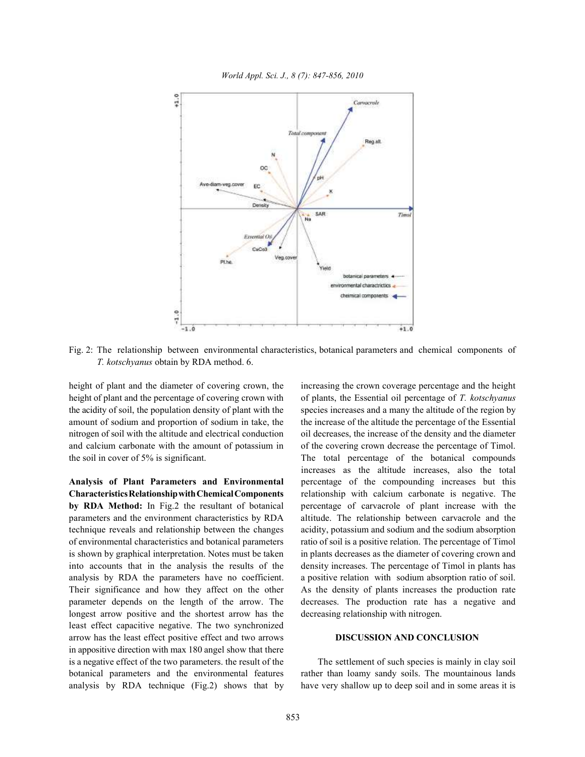Fig. 2: The relationship between environmental characteristics, botanical parameters and chemical components of *T. kotschyanus* obtain by RDA method. 6.

height of plant and the diameter of covering crown, the height of plant and the percentage of covering crown with the acidity of soil, the population density of plant with the amount of sodium and proportion of sodium in take, the nitrogen of soil with the altitude and electrical conduction and calcium carbonate with the amount of potassium in the soil in cover of 5% is significant.

**Analysis of Plant Parameters and Environmental Characteristics Relationship with Chemical Components by RDA Method:** In Fig.2 the resultant of botanical parameters and the environment characteristics by RDA technique reveals and relationship between the changes of environmental characteristics and botanical parameters is shown by graphical interpretation. Notes must be taken into accounts that in the analysis the results of the analysis by RDA the parameters have no coefficient. Their significance and how they affect on the other parameter depends on the length of the arrow. The longest arrow positive and the shortest arrow has the least effect capacitive negative. The two synchronized arrow has the least effect positive effect and two arrows in appositive direction with max 180 angel show that there is a negative effect of the two parameters. the result of the botanical parameters and the environmental features analysis by RDA technique (Fig.2) shows that by increasing the crown coverage percentage and the height of plants, the Essential oil percentage of *T. kotschyanus* species increases and a many the altitude of the region by the increase of the altitude the percentage of the Essential oil decreases, the increase of the density and the diameter of the covering crown decrease the percentage of Timol. The total percentage of the botanical compounds increases as the altitude increases, also the total percentage of the compounding increases but this relationship with calcium carbonate is negative. The percentage of carvacrole of plant increase with the altitude. The relationship between carvacrole and the acidity, potassium and sodium and the sodium absorption ratio of soil is a positive relation. The percentage of Timol in plants decreases as the diameter of covering crown and density increases. The percentage of Timol in plants has a positive relation with sodium absorption ratio of soil. As the density of plants increases the production rate decreases. The production rate has a negative and decreasing relationship with nitrogen.

## DISCUSSION AND CONCLUSION

The settlement of such species is mainly in clay soil rather than loamy sandy soils. The mountainous lands have very shallow up to deep soil and in some areas it is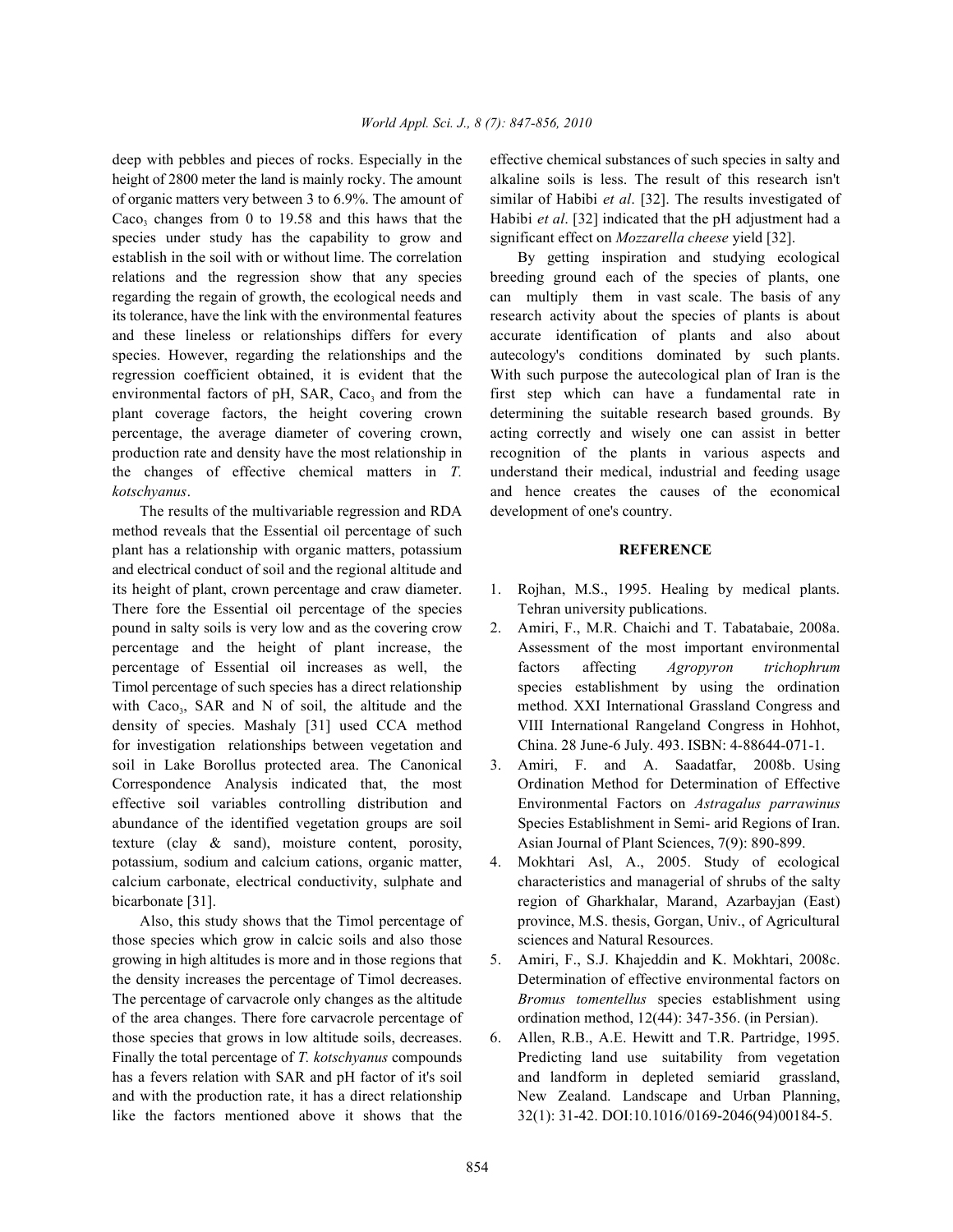deep with pebbles and pieces of rocks. Especially in the height of 2800 meter the land is mainly rocky. The amount of organic matters very between 3 to 6.9%. The amount of $Caco_3$ changes from 0 to 19.58 and this haws that the species under study has the capability to grow and establish in the soil with or without lime. The correlation relations and the regression show that any species regarding the regain of growth, the ecological needs and its tolerance, have the link with the environmental features and these lineless or relationships differs for every species. However, regarding the relationships and the regression coefficient obtained, it is evident that the environmental factors of pH, SAR, $Caco_3$ and from the plant coverage factors, the height covering crown percentage, the average diameter of covering crown, production rate and density have the most relationship in the changes of effective chemical matters in *T. kotschyanus*.

The results of the multivariable regression and RDA method reveals that the Essential oil percentage of such plant has a relationship with organic matters, potassium and electrical conduct of soil and the regional altitude and its height of plant, crown percentage and craw diameter. There fore the Essential oil percentage of the species pound in salty soils is very low and as the covering crow percentage and the height of plant increase, the percentage of Essential oil increases as well, the Timol percentage of such species has a direct relationship with $Caco_3$, SAR and N of soil, the altitude and the density of species. Mashaly [31] used CCA method for investigation relationships between vegetation and soil in Lake Borollus protected area. The Canonical Correspondence Analysis indicated that, the most effective soil variables controlling distribution and abundance of the identified vegetation groups are soil texture (clay & sand), moisture content, porosity, potassium, sodium and calcium cations, organic matter, calcium carbonate, electrical conductivity, sulphate and bicarbonate [31].

Also, this study shows that the Timol percentage of those species which grow in calcic soils and also those growing in high altitudes is more and in those regions that the density increases the percentage of Timol decreases. The percentage of carvacrole only changes as the altitude of the area changes. There fore carvacrole percentage of those species that grows in low altitude soils, decreases. Finally the total percentage of *T. kotschyanus* compounds has a fevers relation with SAR and pH factor of it's soil and with the production rate, it has a direct relationship like the factors mentioned above it shows that the effective chemical substances of such species in salty and alkaline soils is less. The result of this research isn't similar of Habibi *et al*. [32]. The results investigated of Habibi *et al*. [32] indicated that the pH adjustment had a significant effect on *Mozzarella cheese* yield [32].

By getting inspiration and studying ecological breeding ground each of the species of plants, one can multiply them in vast scale. The basis of any research activity about the species of plants is about accurate identification of plants and also about autecology's conditions dominated by such plants. With such purpose the autecological plan of Iran is the first step which can have a fundamental rate in determining the suitable research based grounds. By acting correctly and wisely one can assist in better recognition of the plants in various aspects and understand their medical, industrial and feeding usage and hence creates the causes of the economical development of one's country.

## REFERENCE

1. Rojhan, M.S., 1995. Healing by medical plants. Tehran university publications.
2. Amiri, F., M.R. Chaichi and T. Tabatabaie, 2008a. Assessment of the most important environmental factors affecting *Agropyron trichophrum* species establishment by using the ordination method. XXI International Grassland Congress and VIII International Rangeland Congress in Hohhot, China. 28 June-6 July. 493. ISBN: 4-88644-071-1.
3. Amiri, F. and A. Saadatfar, 2008b. Using Ordination Method for Determination of Effective Environmental Factors on *Astragalus parrawinus* Species Establishment in Semi- arid Regions of Iran. Asian Journal of Plant Sciences, 7(9): 890-899.
4. Mokhtari Asl, A., 2005. Study of ecological characteristics and managerial of shrubs of the salty region of Gharkhalar, Marand, Azarbayjan (East) province, M.S. thesis, Gorgan, Univ., of Agricultural sciences and Natural Resources.
5. Amiri, F., S.J. Khajeddin and K. Mokhtari, 2008c. Determination of effective environmental factors on *Bromus tomentellus* species establishment using ordination method, 12(44): 347-356. (in Persian).
6. Allen, R.B., A.E. Hewitt and T.R. Partridge, 1995. Predicting land use suitability from vegetation and landform in depleted semiarid grassland, New Zealand. Landscape and Urban Planning, 32(1): 31-42. DOI:10.1016/0169-2046(94)00184-5.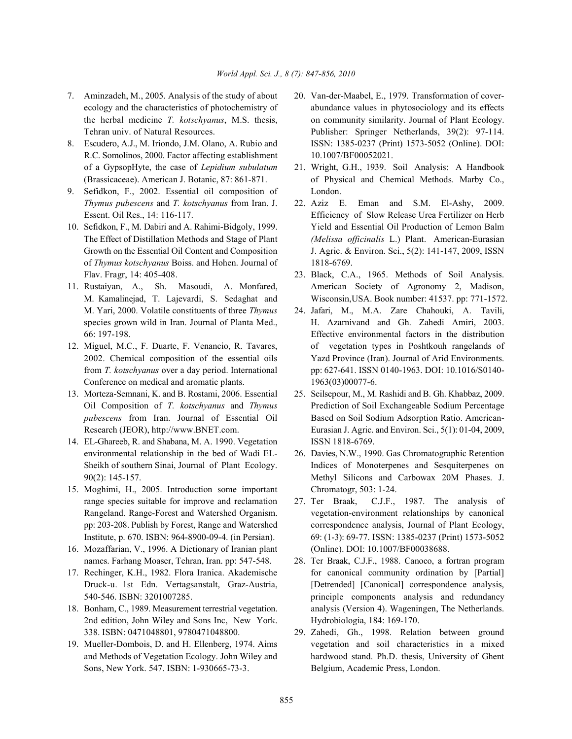7. Aminzadeh, M., 2005. Analysis of the study of about ecology and the characteristics of photochemistry of the herbal medicine *T. kotschyanus*, M.S. thesis, Tehran univ. of Natural Resources.
8. Escudero, A.J., M. Iriondo, J.M. Olano, A. Rubio and R.C. Somolinos, 2000. Factor affecting establishment of a GypsopHyte, the case of *Lepidium subulatum* (Brassicaceae). American J. Botanic, 87: 861-871.
9. Sefidkon, F., 2002. Essential oil composition of *Thymus pubescens* and *T. kotschyanus* from Iran. J. Essent. Oil Res., 14: 116-117.
10. Sefidkon, F., M. Dabiri and A. Rahimi-Bidgoly, 1999. The Effect of Distillation Methods and Stage of Plant Growth on the Essential Oil Content and Composition of *Thymus kotschyanus* Boiss. and Hohen. Journal of Flav. Fragr, 14: 405-408.
11. Rustaiyan, A., Sh. Masoudi, A. Monfared, M. Kamalinejad, T. Lajevardi, S. Sedaghat and M. Yari, 2000. Volatile constituents of three *Thymus* species grown wild in Iran. Journal of Planta Med., 66: 197-198.
12. Miguel, M.C., F. Duarte, F. Venancio, R. Tavares, 2002. Chemical composition of the essential oils from *T. kotschyanus* over a day period. International Conference on medical and aromatic plants.
13. Morteza-Semnani, K. and B. Rostami, 2006. Essential Oil Composition of *T. kotschyanus* and *Thymus pubescens* from Iran. Journal of Essential Oil Research (JEOR), http://www.BNET.com.
14. EL-Ghareeb, R. and Shabana, M. A. 1990. Vegetation environmental relationship in the bed of Wadi EL-Sheikh of southern Sinai, Journal of Plant Ecology. 90(2): 145-157.
15. Moghimi, H., 2005. Introduction some important range species suitable for improve and reclamation Rangeland. Range-Forest and Watershed Organism. pp: 203-208. Publish by Forest, Range and Watershed Institute, p. 670. ISBN: 964-8900-09-4. (in Persian).
16. Mozaffarian, V., 1996. A Dictionary of Iranian plant names. Farhang Moaser, Tehran, Iran. pp: 547-548.
17. Rechinger, K.H., 1982. Flora Iranica. Akademische Druck-u. 1st Edn. Vertagsanstalt, Graz-Austria, 540-546. ISBN: 3201007285.
18. Bonham, C., 1989. Measurement terrestrial vegetation. 2nd edition, John Wiley and Sons Inc, New York. 338. ISBN: 0471048801, 9780471048800.
19. Mueller-Dombois, D. and H. Ellenberg, 1974. Aims and Methods of Vegetation Ecology. John Wiley and Sons, New York. 547. ISBN: 1-930665-73-3.
20. Van-der-Maabel, E., 1979. Transformation of cover-abundance values in phytosociology and its effects on community similarity. Journal of Plant Ecology. Publisher: Springer Netherlands, 39(2): 97-114. ISSN: 1385-0237 (Print) 1573-5052 (Online). DOI: 10.1007/BF00052021.
21. Wright, G.H., 1939. Soil Analysis: A Handbook of Physical and Chemical Methods. Marby Co., London.
22. Aziz E. Eman and S.M. El-Ashy, 2009. Efficiency of Slow Release Urea Fertilizer on Herb Yield and Essential Oil Production of Lemon Balm *(Melissa officinalis* L.) Plant. American-Eurasian J. Agric. & Environ. Sci., 5(2): 141-147, 2009, ISSN 1818-6769.
23. Black, C.A., 1965. Methods of Soil Analysis. American Society of Agronomy 2, Madison, Wisconsin,USA. Book number: 41537. pp: 771-1572.
24. Jafari, M., M.A. Zare Chahouki, A. Tavili, H. Azarnivand and Gh. Zahedi Amiri, 2003. Effective environmental factors in the distribution of vegetation types in Poshtkouh rangelands of Yazd Province (Iran). Journal of Arid Environments. pp: 627-641. ISSN 0140-1963. DOI: 10.1016/S0140-1963(03)00077-6.
25. Seilsepour, M., M. Rashidi and B. Gh. Khabbaz, 2009. Prediction of Soil Exchangeable Sodium Percentage Based on Soil Sodium Adsorption Ratio. American-Eurasian J. Agric. and Environ. Sci., 5(1): 01-04, 2009, ISSN 1818-6769.
26. Davies, N.W., 1990. Gas Chromatographic Retention Indices of Monoterpenes and Sesquiterpenes on Methyl Silicons and Carbowax 20M Phases. J. Chromatogr, 503: 1-24.
27. Ter Braak, C.J.F., 1987. The analysis of vegetation-environment relationships by canonical correspondence analysis, Journal of Plant Ecology, 69: (1-3): 69-77. ISSN: 1385-0237 (Print) 1573-5052 (Online). DOI: 10.1007/BF00038688.
28. Ter Braak, C.J.F., 1988. Canoco, a fortran program for canonical community ordination by [Partial] [Detrended] [Canonical] correspondence analysis, principle components analysis and redundancy analysis (Version 4). Wageningen, The Netherlands. Hydrobiologia, 184: 169-170.
29. Zahedi, Gh., 1998. Relation between ground vegetation and soil characteristics in a mixed hardwood stand. Ph.D. thesis, University of Ghent Belgium, Academic Press, London.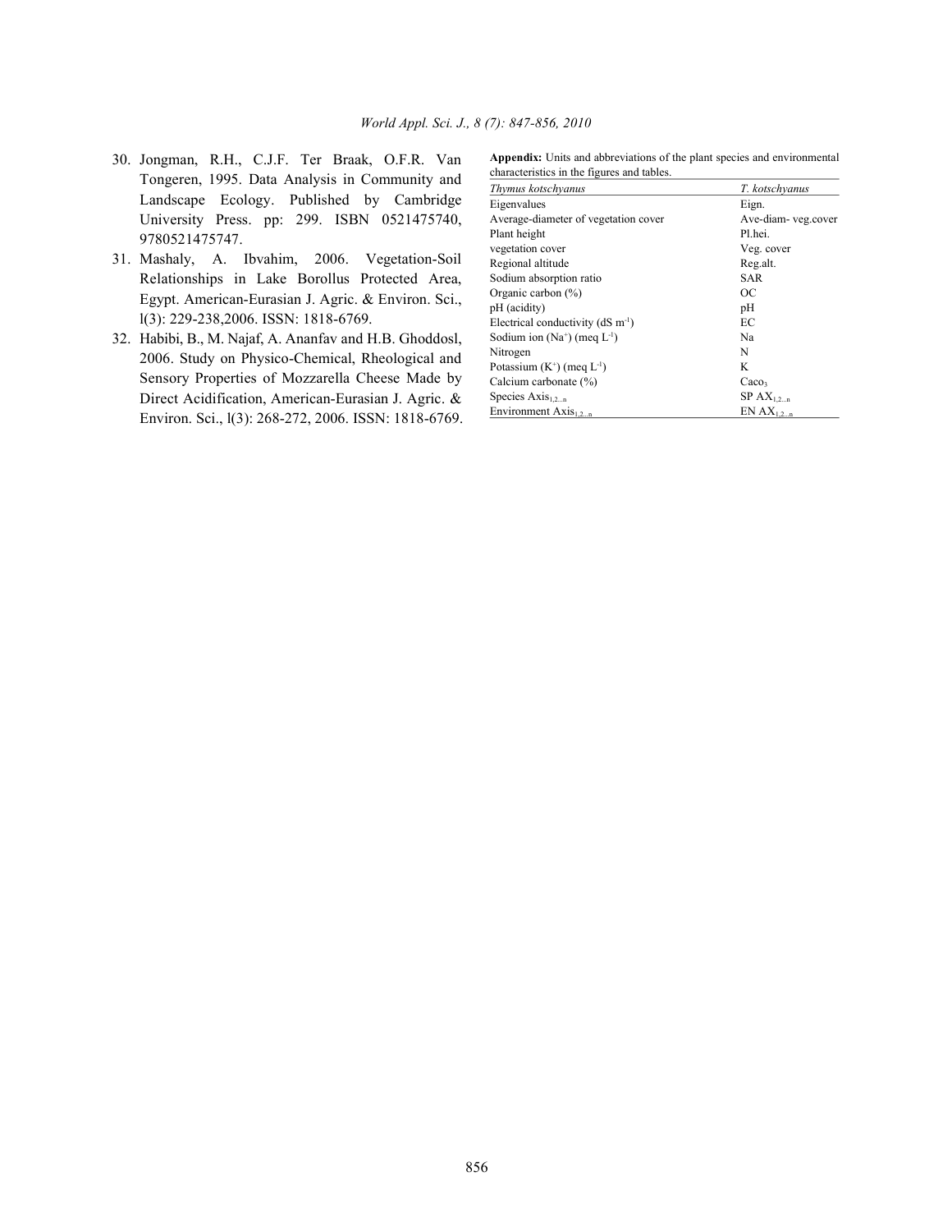30. Jongman, R.H., C.J.F. Ter Braak, O.F.R. Van Tongeren, 1995. Data Analysis in Community and Landscape Ecology. Published by Cambridge University Press. pp: 299. ISBN 0521475740, 9780521475747.
31. Mashaly, A. Ibvahim, 2006. Vegetation-Soil Relationships in Lake Borollus Protected Area, Egypt. American-Eurasian J. Agric. & Environ. Sci., l(3): 229-238,2006. ISSN: 1818-6769.
32. Habibi, B., M. Najaf, A. Ananfav and H.B. Ghoddosl, 2006. Study on Physico-Chemical, Rheological and Sensory Properties of Mozzarella Cheese Made by Direct Acidification, American-Eurasian J. Agric. & Environ. Sci., l(3): 268-272, 2006. ISSN: 1818-6769.

**Appendix:** Units and abbreviations of the plant species and environmental characteristics in the figures and tables.

| *Thymus kotschyanus* | *T. kotschyanus* |
|---|---|
| Eigenvalues | Eign. |
| Average-diameter of vegetation cover | Ave-diam- veg.cover |
| Plant height | Pl.hei. |
| vegetation cover | Veg. cover |
| Regional altitude | Reg.alt. |
| Sodium absorption ratio | SAR |
| Organic carbon (%) | OC |
| pH (acidity) | pH |
| Electrical conductivity (dS $m^{-1}$) | EC |
| Sodium ion ($Na^{+}$) (meq $L^{-1}$) | Na |
| Nitrogen | N |
| Potassium ($K^{+}$) (meq $L^{-1}$) | K |
| Calcium carbonate (%) | $Caco_3$ |
| Species $Axis_{1,2...n}$ | SP $AX_{1,2...n}$ |
| Environment $Axis_{1,2...n}$ | EN $AX_{1,2...n}$ |